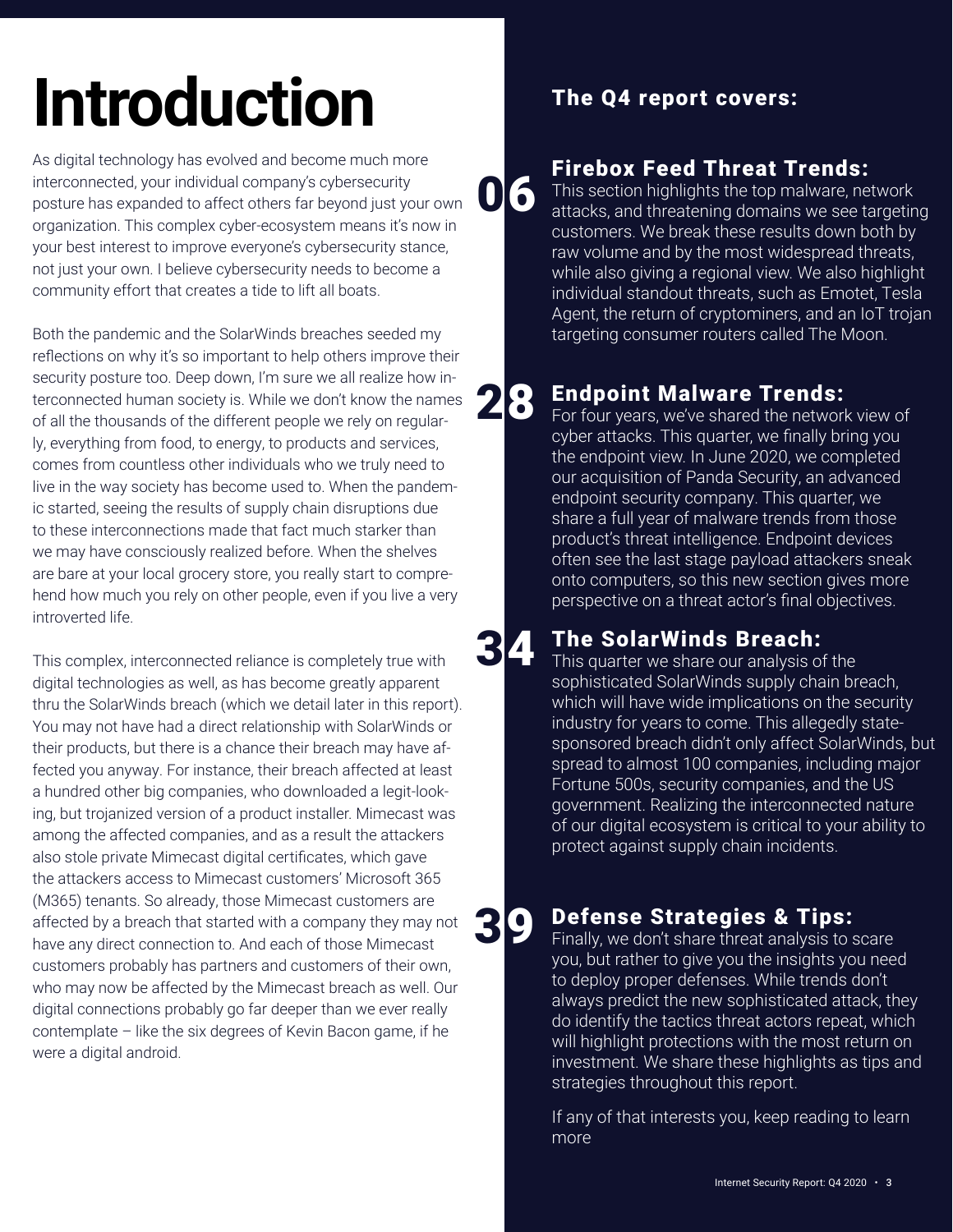# Introduction

As digital technology has evolved and become much more interconnected, your individual company's cybersecurity posture has expanded to affect others far beyond just your own organization. This complex cyber-ecosystem means it's now in your best interest to improve everyone's cybersecurity stance, not just your own. I believe cybersecurity needs to become a community effort that creates a tide to lift all boats.

Both the pandemic and the SolarWinds breaches seeded my reflections on why it's so important to help others improve their security posture too. Deep down, I'm sure we all realize how interconnected human society is. While we don't know the names of all the thousands of the different people we rely on regularly, everything from food, to energy, to products and services, comes from countless other individuals who we truly need to live in the way society has become used to. When the pandemic started, seeing the results of supply chain disruptions due to these interconnections made that fact much starker than we may have consciously realized before. When the shelves are bare at your local grocery store, you really start to comprehend how much you rely on other people, even if you live a very introverted life.

This complex, interconnected reliance is completely true with digital technologies as well, as has become greatly apparent thru the SolarWinds breach (which we detail later in this report). You may not have had a direct relationship with SolarWinds or their products, but there is a chance their breach may have affected you anyway. For instance, their breach affected at least a hundred other big companies, who downloaded a legit-looking, but trojanized version of a product installer. Mimecast was among the affected companies, and as a result the attackers also stole private Mimecast digital certificates, which gave the attackers access to Mimecast customers' Microsoft 365 (M365) tenants. So already, those Mimecast customers are affected by a breach that started with a company they may not have any direct connection to. And each of those Mimecast customers probably has partners and customers of their own, who may now be affected by the Mimecast breach as well. Our digital connections probably go far deeper than we ever really contemplate – like the six degrees of Kevin Bacon game, if he were a digital android.

## The Q4 report covers:

**06** 

### Firebox Feed Threat Trends:

This section highlights the top malware, network attacks, and threatening domains we see targeting customers. We break these results down both by raw volume and by the most widespread threats, while also giving a regional view. We also highlight individual standout threats, such as Emotet, Tesla Agent, the return of cryptominers, and an IoT trojan targeting consumer routers called The Moon.

**28**

### Endpoint Malware Trends:

For four years, we've shared the network view of cyber attacks. This quarter, we finally bring you the endpoint view. In June 2020, we completed our acquisition of Panda Security, an advanced endpoint security company. This quarter, we share a full year of malware trends from those product's threat intelligence. Endpoint devices often see the last stage payload attackers sneak onto computers, so this new section gives more perspective on a threat actor's final objectives.

**34**

### The SolarWinds Breach:

This quarter we share our analysis of the sophisticated SolarWinds supply chain breach, which will have wide implications on the security industry for years to come. This allegedly state-sponsored breach didn't only affect SolarWinds, but spread to almost 100 companies, including major Fortune 500s, security companies, and the US government. Realizing the interconnected nature of our digital ecosystem is critical to your ability to protect against supply chain incidents.

**39**

### Defense Strategies & Tips:

Finally, we don't share threat analysis to scare you, but rather to give you the insights you need to deploy proper defenses. While trends don't always predict the new sophisticated attack, they do identify the tactics threat actors repeat, which will highlight protections with the most return on investment. We share these highlights as tips and strategies throughout this report.

If any of that interests you, keep reading to learn more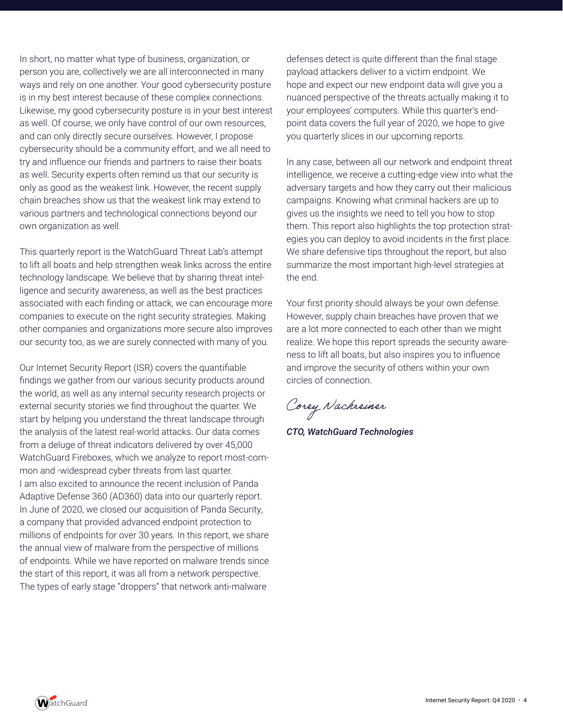In short, no matter what type of business, organization, or person you are, collectively we are all interconnected in many ways and rely on one another. Your good cybersecurity posture is in my best interest because of these complex connections. Likewise, my good cybersecurity posture is in your best interest as well. Of course, we only have control of our own resources, and can only directly secure ourselves. However, I propose cybersecurity should be a community effort, and we all need to try and influence our friends and partners to raise their boats as well. Security experts often remind us that our security is only as good as the weakest link. However, the recent supply chain breaches show us that the weakest link may extend to various partners and technological connections beyond our own organization as well.

This quarterly report is the WatchGuard Threat Lab's attempt to lift all boats and help strengthen weak links across the entire technology landscape. We believe that by sharing threat intelligence and security awareness, as well as the best practices associated with each finding or attack, we can encourage more companies to execute on the right security strategies. Making other companies and organizations more secure also improves our security too, as we are surely connected with many of you.

Our Internet Security Report (ISR) covers the quantifiable findings we gather from our various security products around the world, as well as any internal security research projects or external security stories we find throughout the quarter. We start by helping you understand the threat landscape through the analysis of the latest real-world attacks. Our data comes from a deluge of threat indicators delivered by over 45,000 WatchGuard Fireboxes, which we analyze to report most-common and -widespread cyber threats from last quarter. I am also excited to announce the recent inclusion of Panda Adaptive Defense 360 (AD360) data into our quarterly report. In June of 2020, we closed our acquisition of Panda Security, a company that provided advanced endpoint protection to millions of endpoints for over 30 years. In this report, we share the annual view of malware from the perspective of millions of endpoints. While we have reported on malware trends since the start of this report, it was all from a network perspective. The types of early stage "droppers" that network anti-malware defenses detect is quite different than the final stage payload attackers deliver to a victim endpoint. We hope and expect our new endpoint data will give you a nuanced perspective of the threats actually making it to your employees' computers. While this quarter's endpoint data covers the full year of 2020, we hope to give you quarterly slices in our upcoming reports.

In any case, between all our network and endpoint threat intelligence, we receive a cutting-edge view into what the adversary targets and how they carry out their malicious campaigns. Knowing what criminal hackers are up to gives us the insights we need to tell you how to stop them. This report also highlights the top protection strategies you can deploy to avoid incidents in the first place. We share defensive tips throughout the report, but also summarize the most important high-level strategies at the end.

Your first priority should always be your own defense. However, supply chain breaches have proven that we are a lot more connected to each other than we might realize. We hope this report spreads the security awareness to lift all boats, but also inspires you to influence and improve the security of others within your own circles of connection.

Corey Nachreiner

***CTO, WatchGuard Technologies***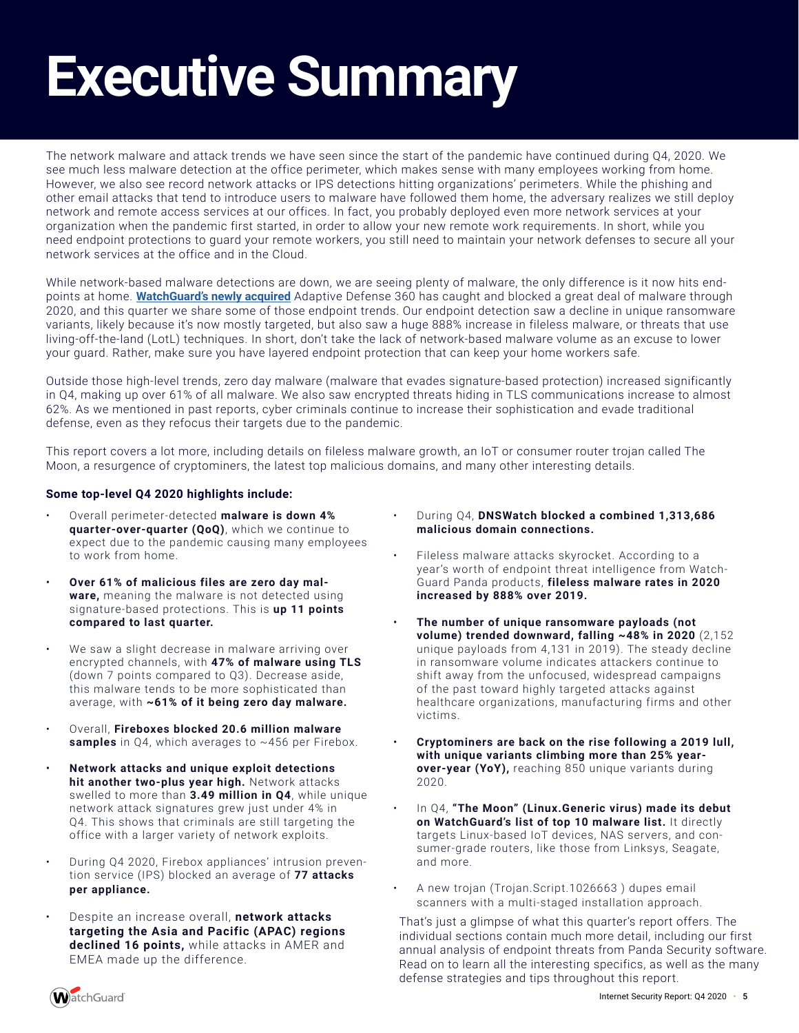# Executive Summary

The network malware and attack trends we have seen since the start of the pandemic have continued during Q4, 2020. We see much less malware detection at the office perimeter, which makes sense with many employees working from home. However, we also see record network attacks or IPS detections hitting organizations' perimeters. While the phishing and other email attacks that tend to introduce users to malware have followed them home, the adversary realizes we still deploy network and remote access services at our offices. In fact, you probably deployed even more network services at your organization when the pandemic first started, in order to allow your new remote work requirements. In short, while you need endpoint protections to guard your remote workers, you still need to maintain your network defenses to secure all your network services at the office and in the Cloud.

While network-based malware detections are down, we are seeing plenty of malware, the only difference is it now hits end-points at home. **WatchGuard's newly acquired** Adaptive Defense 360 has caught and blocked a great deal of malware through 2020, and this quarter we share some of those endpoint trends. Our endpoint detection saw a decline in unique ransomware variants, likely because it's now mostly targeted, but also saw a huge 888% increase in fileless malware, or threats that use living-off-the-land (LotL) techniques. In short, don't take the lack of network-based malware volume as an excuse to lower your guard. Rather, make sure you have layered endpoint protection that can keep your home workers safe.

Outside those high-level trends, zero day malware (malware that evades signature-based protection) increased significantly in Q4, making up over 61% of all malware. We also saw encrypted threats hiding in TLS communications increase to almost 62%. As we mentioned in past reports, cyber criminals continue to increase their sophistication and evade traditional defense, even as they refocus their targets due to the pandemic.

This report covers a lot more, including details on fileless malware growth, an IoT or consumer router trojan called The Moon, a resurgence of cryptominers, the latest top malicious domains, and many other interesting details.

**Some top-level Q4 2020 highlights include:**

- Overall perimeter-detected **malware is down 4% quarter-over-quarter (QoQ)**, which we continue to expect due to the pandemic causing many employees to work from home.
- **Over 61% of malicious files are zero day malware,** meaning the malware is not detected using signature-based protections. This is **up 11 points compared to last quarter.**
- We saw a slight decrease in malware arriving over encrypted channels, with **47% of malware using TLS** (down 7 points compared to Q3). Decrease aside, this malware tends to be more sophisticated than average, with **~61% of it being zero day malware.**
- Overall, **Fireboxes blocked 20.6 million malware samples** in Q4, which averages to ~456 per Firebox.
- **Network attacks and unique exploit detections hit another two-plus year high.** Network attacks swelled to more than **3.49 million in Q4**, while unique network attack signatures grew just under 4% in Q4. This shows that criminals are still targeting the office with a larger variety of network exploits.
- During Q4 2020, Firebox appliances' intrusion prevention service (IPS) blocked an average of **77 attacks per appliance.**
- Despite an increase overall, **network attacks targeting the Asia and Pacific (APAC) regions declined 16 points,** while attacks in AMER and EMEA made up the difference.
- During Q4, **DNSWatch blocked a combined 1,313,686 malicious domain connections.**
- Fileless malware attacks skyrocket. According to a year's worth of endpoint threat intelligence from WatchGuard Panda products, **fileless malware rates in 2020 increased by 888% over 2019.**
- **The number of unique ransomware payloads (not volume) trended downward, falling ~48% in 2020** (2,152 unique payloads from 4,131 in 2019). The steady decline in ransomware volume indicates attackers continue to shift away from the unfocused, widespread campaigns of the past toward highly targeted attacks against healthcare organizations, manufacturing firms and other victims.
- **Cryptominers are back on the rise following a 2019 lull, with unique variants climbing more than 25% year-over-year (YoY),** reaching 850 unique variants during 2020.
- In Q4, **"The Moon" (Linux.Generic virus) made its debut on WatchGuard's list of top 10 malware list.** It directly targets Linux-based IoT devices, NAS servers, and consumer-grade routers, like those from Linksys, Seagate, and more.
- A new trojan (Trojan.Script.1026663 ) dupes email scanners with a multi-staged installation approach.

That's just a glimpse of what this quarter's report offers. The individual sections contain much more detail, including our first annual analysis of endpoint threats from Panda Security software. Read on to learn all the interesting specifics, as well as the many defense strategies and tips throughout this report.